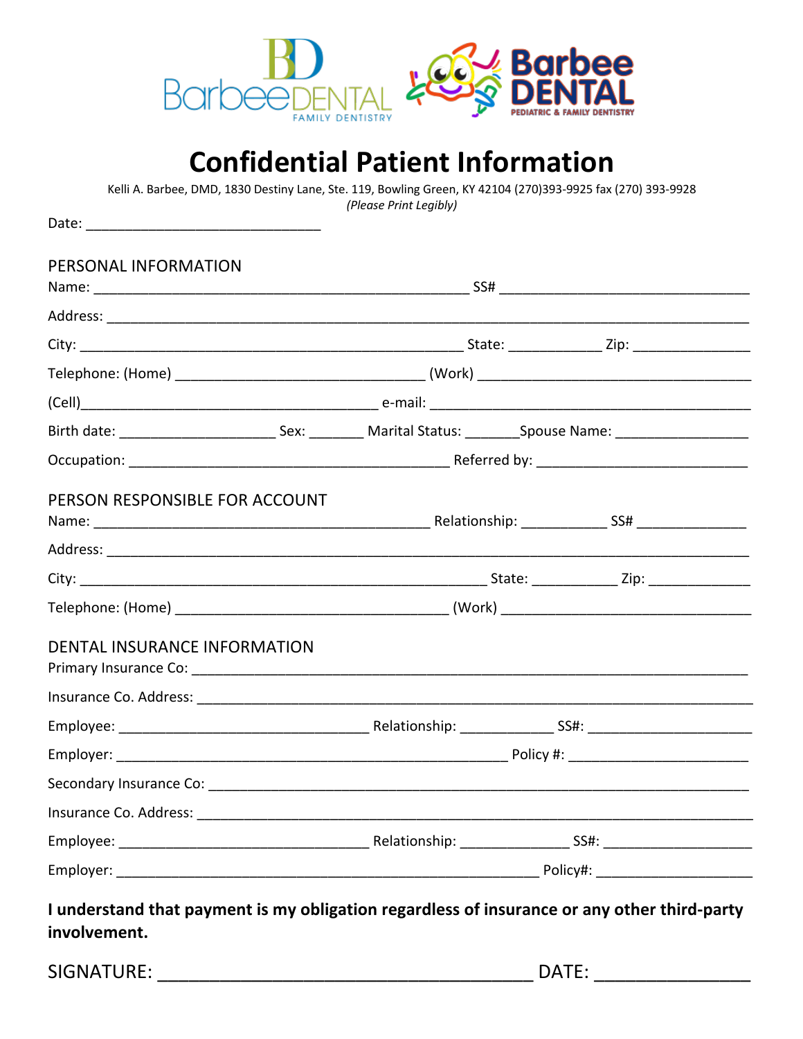BarbeeDENTAL FAMILY DENTISTRY

Barbee DENTAL PEDIATRIC & FAMILY DENTISTRY

# Confidential Patient Information

Kelli A. Barbee, DMD, 1830 Destiny Lane, Ste. 119, Bowling Green, KY 42104 (270)393-9925 fax (270) 393-9928

*(Please Print Legibly)*

Date: ______________________________

## PERSONAL INFORMATION

Name: _________________________________________________ SS# ________________________________

Address: ___________________________________________________________________________________

City: _________________________________________________ State: ____________ Zip: _______________

Telephone: (Home) ________________________________ (Work) ___________________________________

(Cell)______________________________________ e-mail: __________________________________________

Birth date: ____________________ Sex: _______ Marital Status: _______Spouse Name: _________________

Occupation: __________________________________________ Referred by: ___________________________

## PERSON RESPONSIBLE FOR ACCOUNT

Name: ____________________________________________ Relationship: ___________ SS# ______________

Address: ___________________________________________________________________________________

City: _____________________________________________________ State: ___________ Zip: _____________

Telephone: (Home) ___________________________________ (Work) _______________________________

## DENTAL INSURANCE INFORMATION

Primary Insurance Co: _______________________________________________________________________

Insurance Co. Address: ______________________________________________________________________

Employee: ________________________________ Relationship: ____________ SS#: _____________________

Employer: ___________________________________________________ Policy #: _______________________

Secondary Insurance Co: _____________________________________________________________________

Insurance Co. Address: ______________________________________________________________________

Employee: ________________________________ Relationship: ______________ SS#: ___________________

Employer: _______________________________________________________ Policy#: ____________________

**I understand that payment is my obligation regardless of insurance or any other third-party involvement.**

SIGNATURE: ____________________________________ DATE: _______________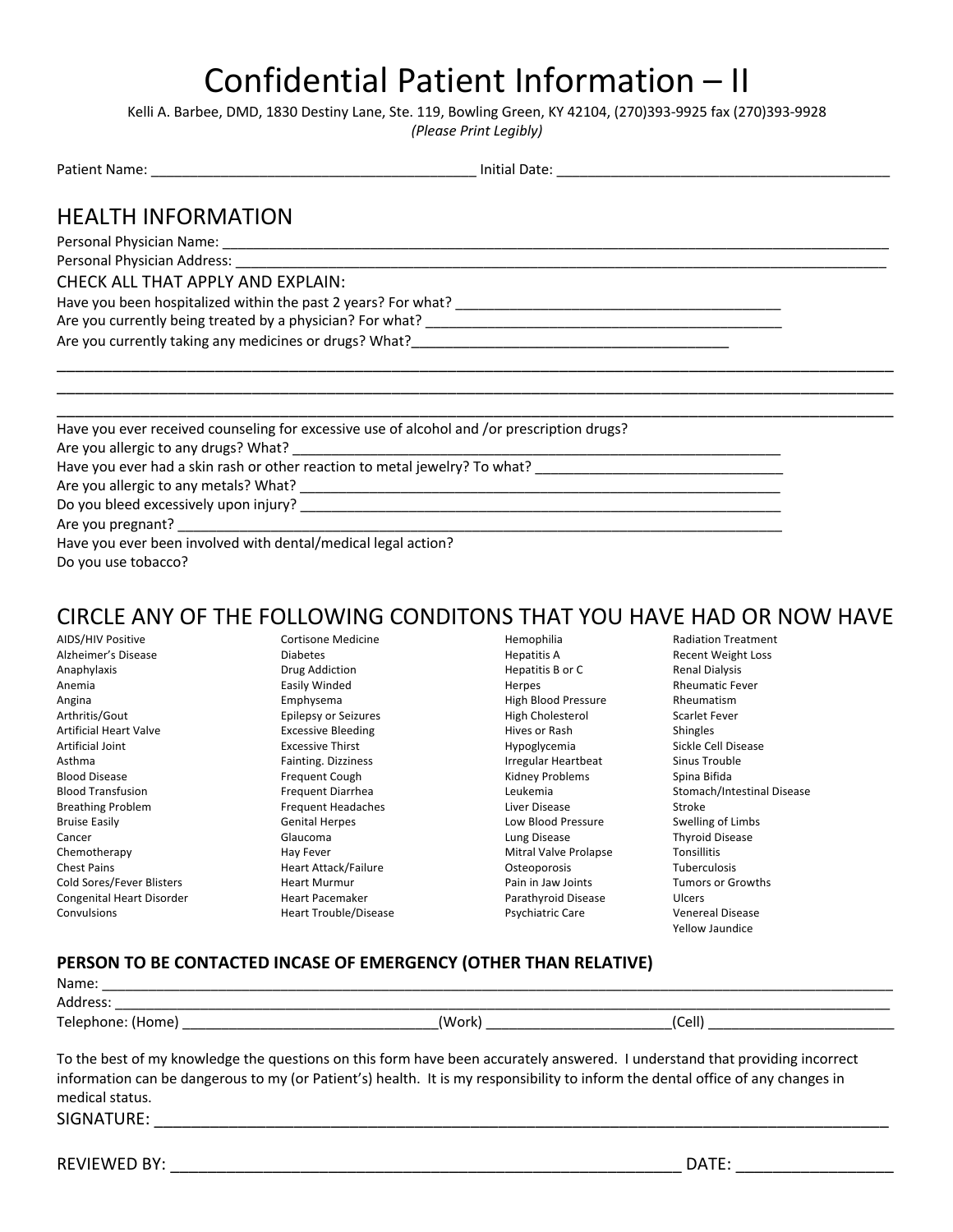# Confidential Patient Information – II

Kelli A. Barbee, DMD, 1830 Destiny Lane, Ste. 119, Bowling Green, KY 42104, (270)393-9925 fax (270)393-9928

*(Please Print Legibly)*

Patient Name: ________________________________________ Initial Date: ________________________________________

## HEALTH INFORMATION

Personal Physician Name: ________________________________________________________________________________

Personal Physician Address: ______________________________________________________________________________

### CHECK ALL THAT APPLY AND EXPLAIN:

Have you been hospitalized within the past 2 years? For what? ________________________________________

Are you currently being treated by a physician? For what? ____________________________________________

Are you currently taking any medicines or drugs? What?________________________________________

________________________________________________________________________________________________

________________________________________________________________________________________________

________________________________________________________________________________________________

Have you ever received counseling for excessive use of alcohol and /or prescription drugs?

Are you allergic to any drugs? What? ____________________________________________________________

Have you ever had a skin rash or other reaction to metal jewelry? To what? ________________________________

Are you allergic to any metals? What? ___________________________________________________________

Do you bleed excessively upon injury? ___________________________________________________________

Are you pregnant? ____________________________________________________________________________

Have you ever been involved with dental/medical legal action?

Do you use tobacco?

## CIRCLE ANY OF THE FOLLOWING CONDITONS THAT YOU HAVE HAD OR NOW HAVE

| | | | |
|---|---|---|---|
| AIDS/HIV Positive | Cortisone Medicine | Hemophilia | Radiation Treatment |
| Alzheimer's Disease | Diabetes | Hepatitis A | Recent Weight Loss |
| Anaphylaxis | Drug Addiction | Hepatitis B or C | Renal Dialysis |
| Anemia | Easily Winded | Herpes | Rheumatic Fever |
| Angina | Emphysema | High Blood Pressure | Rheumatism |
| Arthritis/Gout | Epilepsy or Seizures | High Cholesterol | Scarlet Fever |
| Artificial Heart Valve | Excessive Bleeding | Hives or Rash | Shingles |
| Artificial Joint | Excessive Thirst | Hypoglycemia | Sickle Cell Disease |
| Asthma | Fainting. Dizziness | Irregular Heartbeat | Sinus Trouble |
| Blood Disease | Frequent Cough | Kidney Problems | Spina Bifida |
| Blood Transfusion | Frequent Diarrhea | Leukemia | Stomach/Intestinal Disease |
| Breathing Problem | Frequent Headaches | Liver Disease | Stroke |
| Bruise Easily | Genital Herpes | Low Blood Pressure | Swelling of Limbs |
| Cancer | Glaucoma | Lung Disease | Thyroid Disease |
| Chemotherapy | Hay Fever | Mitral Valve Prolapse | Tonsillitis |
| Chest Pains | Heart Attack/Failure | Osteoporosis | Tuberculosis |
| Cold Sores/Fever Blisters | Heart Murmur | Pain in Jaw Joints | Tumors or Growths |
| Congenital Heart Disorder | Heart Pacemaker | Parathyroid Disease | Ulcers |
| Convulsions | Heart Trouble/Disease | Psychiatric Care | Venereal Disease |
| | | | Yellow Jaundice |

**PERSON TO BE CONTACTED INCASE OF EMERGENCY (OTHER THAN RELATIVE)**

Name: ________________________________________________________________________________________

Address: ______________________________________________________________________________________

Telephone: (Home) ______________________________(Work) ______________________(Cell) ______________________

To the best of my knowledge the questions on this form have been accurately answered. I understand that providing incorrect information can be dangerous to my (or Patient's) health. It is my responsibility to inform the dental office of any changes in medical status.

SIGNATURE: ___________________________________________________________________________________

REVIEWED BY: ________________________________________________________ DATE: _________________